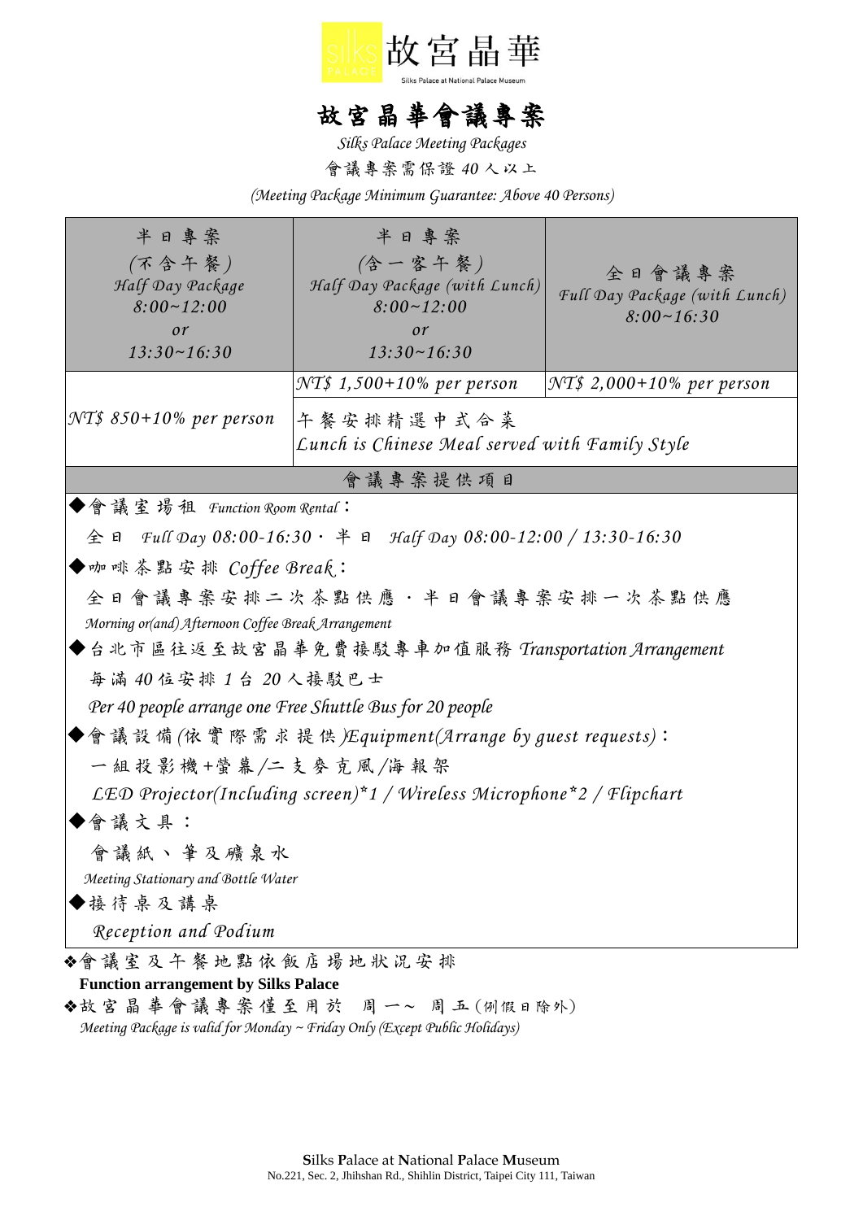故宮晶華

Silks Palace at National Palace Museum

# 故宮晶華會議專案

*Silks Palace Meeting Packages*

會議專案需保證 40 人以上

*(Meeting Package Minimum Guarantee: Above 40 Persons)*

| 半日專案<br>(不含午餐)<br>Half Day Package<br>8:00~12:00<br>or<br>13:30~16:30 | 半日專案<br>(含一客午餐)<br>Half Day Package (with Lunch)<br>8:00~12:00<br>or<br>13:30~16:30 | 全日會議專案<br>Full Day Package (with Lunch)<br>8:00~16:30 |
|---|---|---|
| NT$ 850+10% per person | NT$ 1,500+10% per person | NT$ 2,000+10% per person |
| | 午餐安排精選中式合菜<br>Lunch is Chinese Meal served with Family Style | |

**會議專案提供項目**

◆會議室場租 *Function Room Rental*：

全日 *Full Day 08:00-16:30*・半日 *Half Day 08:00-12:00 / 13:30-16:30*

◆咖啡茶點安排 *Coffee Break*：

全日會議專案安排二次茶點供應・半日會議專案安排一次茶點供應

*Morning or(and) Afternoon Coffee Break Arrangement*

◆台北市區往返至故宮晶華免費接駁專車加值服務 *Transportation Arrangement*

每滿 40 位安排 1 台 20 人接駁巴士

*Per 40 people arrange one Free Shuttle Bus for 20 people*

◆會議設備(依實際需求提供)*Equipment(Arrange by guest requests)*：

一組投影機+螢幕/二支麥克風/海報架

*LED Projector(Including screen)*1 / Wireless Microphone*2 / Flipchart*

◆會議文具：

會議紙、筆及礦泉水

*Meeting Stationary and Bottle Water*

◆接待桌及講桌

*Reception and Podium*

❖會議室及午餐地點依飯店場地狀況安排

**Function arrangement by Silks Palace**

❖故宮晶華會議專案僅至用於 周一～ 周五(例假日除外)

*Meeting Package is valid for Monday ~ Friday Only (Except Public Holidays)*

**Silks Palace at National Palace Museum**
No.221, Sec. 2, Jhihshan Rd., Shihlin District, Taipei City 111, Taiwan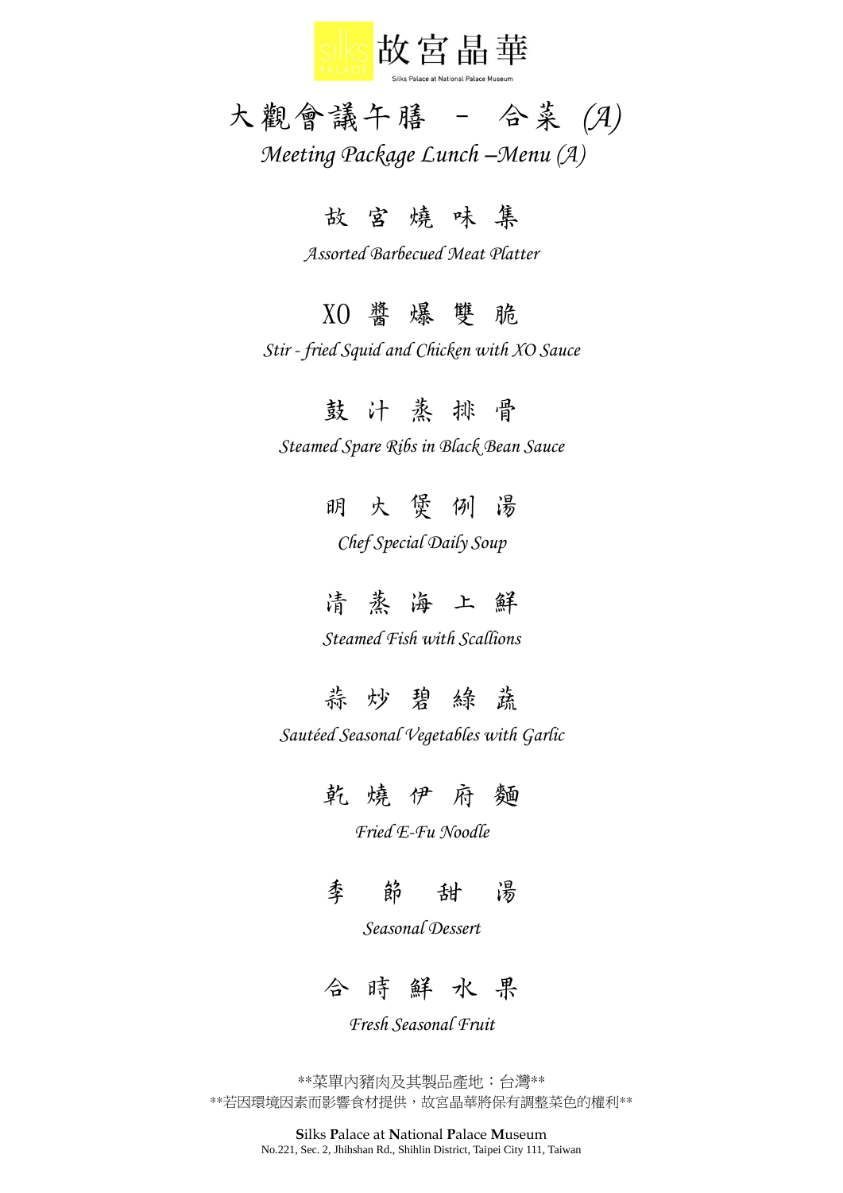silks PALACE 故宮晶華

Silks Palace at National Palace Museum

# 大觀會議午膳 – 合菜 (A)

## *Meeting Package Lunch –Menu (A)*

### 故宮燒味集

*Assorted Barbecued Meat Platter*

### XO醬爆雙脆

*Stir - fried Squid and Chicken with XO Sauce*

### 鼓汁蒸排骨

*Steamed Spare Ribs in Black Bean Sauce*

### 明火煲例湯

*Chef Special Daily Soup*

### 清蒸海上鮮

*Steamed Fish with Scallions*

### 蒜炒碧綠蔬

*Sautéed Seasonal Vegetables with Garlic*

### 乾燒伊府麵

*Fried E-Fu Noodle*

### 季節甜湯

*Seasonal Dessert*

### 合時鮮水果

*Fresh Seasonal Fruit*

**菜單內豬肉及其製品產地：台灣**

**若因環境因素而影響食材提供，故宮晶華將保有調整菜色的權利**

**S**ilks **P**alace at **N**ational **P**alace **M**useum

No.221, Sec. 2, Jhihshan Rd., Shihlin District, Taipei City 111, Taiwan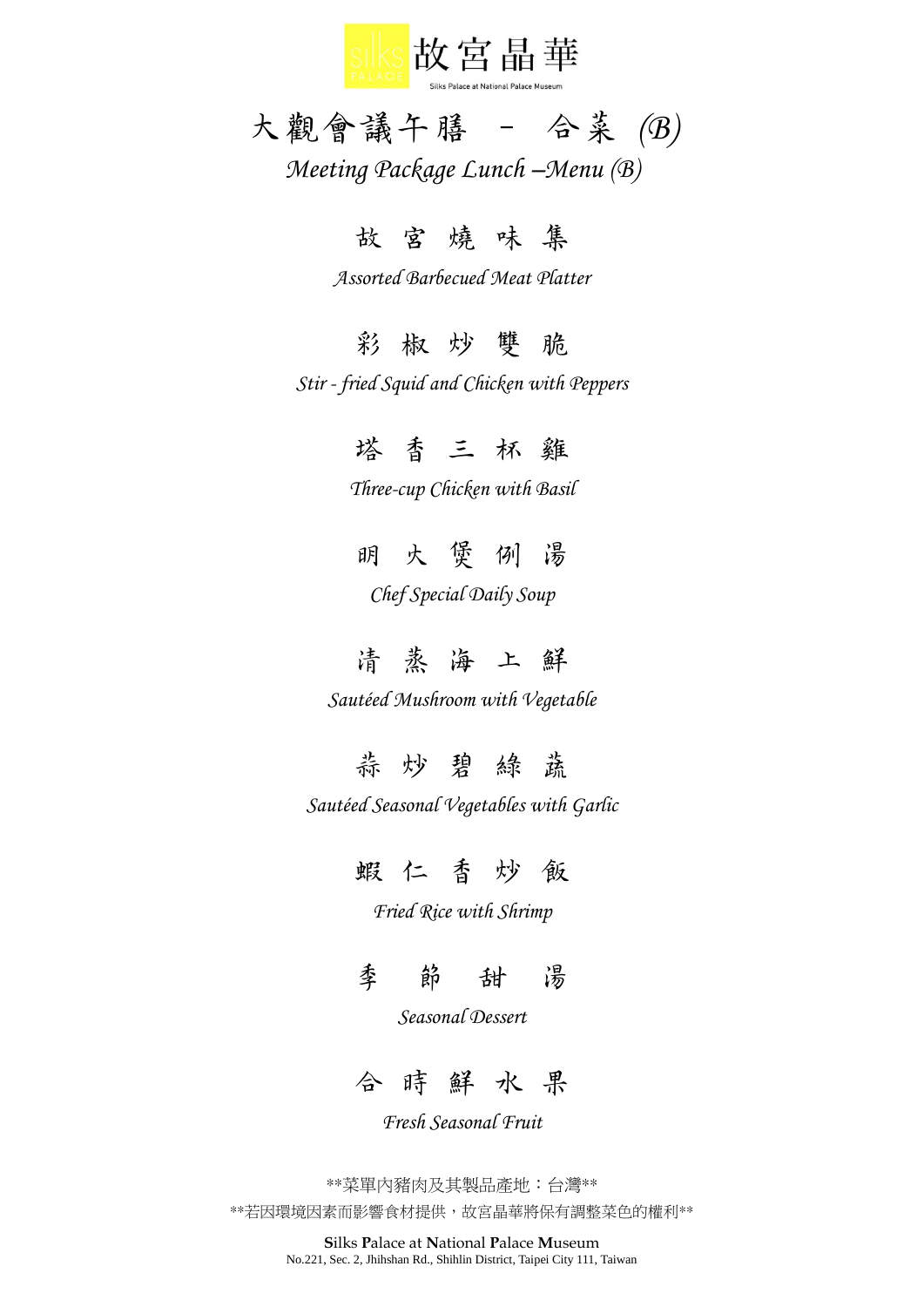故宮晶華

Silks Palace at National Palace Museum

# 大觀會議午膳 － 合菜 *(B)*

*Meeting Package Lunch –Menu (B)*

故 宮 燒 味 集

*Assorted Barbecued Meat Platter*

彩 椒 炒 雙 脆

*Stir - fried Squid and Chicken with Peppers*

塔 香 三 杯 雞

*Three-cup Chicken with Basil*

明 火 煲 例 湯

*Chef Special Daily Soup*

清 蒸 海 上 鮮

*Sautéed Mushroom with Vegetable*

蒜 炒 碧 綠 蔬

*Sautéed Seasonal Vegetables with Garlic*

蝦 仁 香 炒 飯

*Fried Rice with Shrimp*

季 節 甜 湯

*Seasonal Dessert*

合 時 鮮 水 果

*Fresh Seasonal Fruit*

**菜單內豬肉及其製品產地：台灣**

**若因環境因素而影響食材提供，故宮晶華將保有調整菜色的權利**

**S**ilks **P**alace at **N**ational **P**alace **M**useum

No.221, Sec. 2, Jhihshan Rd., Shihlin District, Taipei City 111, Taiwan